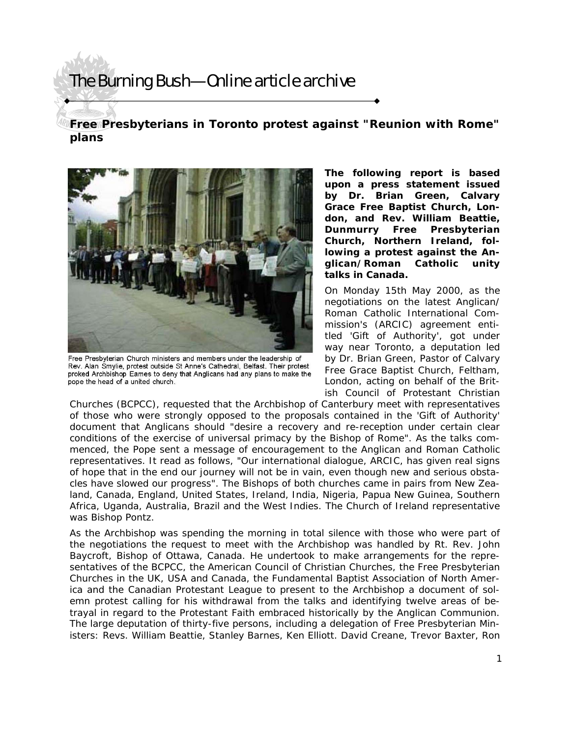# The Burning Bush—Online article archive

## Free Presbyterians in Toronto protest against "Reunion with Rome" plans

Free Presbyterian Church ministers and members under the leadership of Rev. Alan Smylie, protest outside St Anne's Cathedral, Belfast. Their protest proked Archbishop Eames to deny that Anglicans had any plans to make the pope the head of a united church.

**The following report is based upon a press statement issued by Dr. Brian Green, Calvary Grace Free Baptist Church, London, and Rev. William Beattie, Dunmurry Free Presbyterian Church, Northern Ireland, following a protest against the Anglican/Roman Catholic unity talks in Canada.**

On Monday 15th May 2000, as the negotiations on the latest Anglican/ Roman Catholic International Commission's (ARCIC) agreement entitled 'Gift of Authority', got under way near Toronto, a deputation led by Dr. Brian Green, Pastor of Calvary Free Grace Baptist Church, Feltham, London, acting on behalf of the British Council of Protestant Christian Churches (BCPCC), requested that the Archbishop of Canterbury meet with representatives of those who were strongly opposed to the proposals contained in the 'Gift of Authority' document that Anglicans should "desire a recovery and re-reception under certain clear conditions of the exercise of universal primacy by the Bishop of Rome". As the talks commenced, the Pope sent a message of encouragement to the Anglican and Roman Catholic representatives. It read as follows, "Our international dialogue, ARCIC, has given real signs of hope that in the end our journey will not be in vain, even though new and serious obstacles have slowed our progress". The Bishops of both churches came in pairs from New Zealand, Canada, England, United States, Ireland, India, Nigeria, Papua New Guinea, Southern Africa, Uganda, Australia, Brazil and the West Indies. The Church of Ireland representative was Bishop Pontz.

As the Archbishop was spending the morning in total silence with those who were part of the negotiations the request to meet with the Archbishop was handled by Rt. Rev. John Baycroft, Bishop of Ottawa, Canada. He undertook to make arrangements for the representatives of the BCPCC, the American Council of Christian Churches, the Free Presbyterian Churches in the UK, USA and Canada, the Fundamental Baptist Association of North America and the Canadian Protestant League to present to the Archbishop a document of solemn protest calling for his withdrawal from the talks and identifying twelve areas of betrayal in regard to the Protestant Faith embraced historically by the Anglican Communion. The large deputation of thirty-five persons, including a delegation of Free Presbyterian Ministers: Revs. William Beattie, Stanley Barnes, Ken Elliott. David Creane, Trevor Baxter, Ron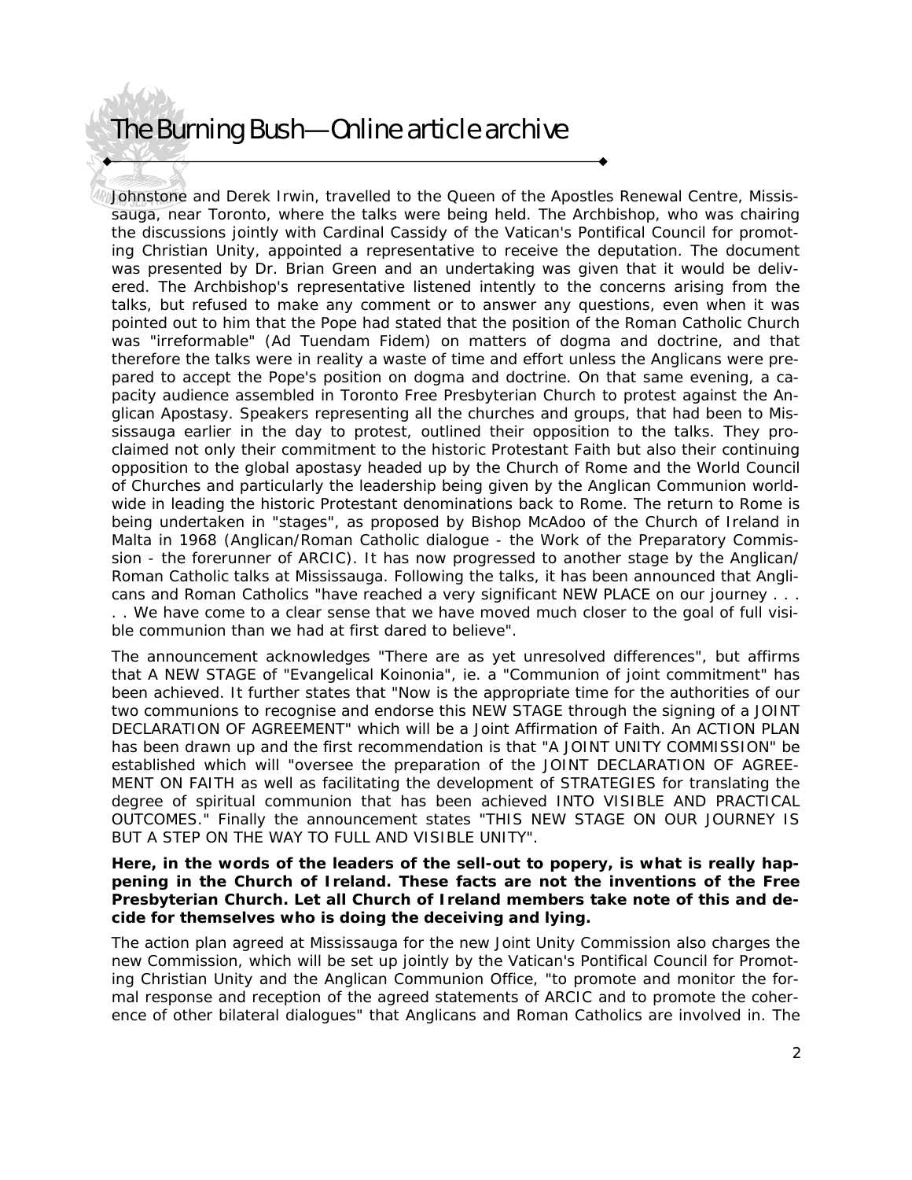Johnstone and Derek Irwin, travelled to the Queen of the Apostles Renewal Centre, Mississauga, near Toronto, where the talks were being held. The Archbishop, who was chairing the discussions jointly with Cardinal Cassidy of the Vatican's Pontifical Council for promoting Christian Unity, appointed a representative to receive the deputation. The document was presented by Dr. Brian Green and an undertaking was given that it would be delivered. The Archbishop's representative listened intently to the concerns arising from the talks, but refused to make any comment or to answer any questions, even when it was pointed out to him that the Pope had stated that the position of the Roman Catholic Church was "irreformable" (Ad Tuendam Fidem) on matters of dogma and doctrine, and that therefore the talks were in reality a waste of time and effort unless the Anglicans were prepared to accept the Pope's position on dogma and doctrine. On that same evening, a capacity audience assembled in Toronto Free Presbyterian Church to protest against the Anglican Apostasy. Speakers representing all the churches and groups, that had been to Mississauga earlier in the day to protest, outlined their opposition to the talks. They proclaimed not only their commitment to the historic Protestant Faith but also their continuing opposition to the global apostasy headed up by the Church of Rome and the World Council of Churches and particularly the leadership being given by the Anglican Communion worldwide in leading the historic Protestant denominations back to Rome. The return to Rome is being undertaken in "stages", as proposed by Bishop McAdoo of the Church of Ireland in Malta in 1968 (Anglican/Roman Catholic dialogue - the Work of the Preparatory Commission - the forerunner of ARCIC). It has now progressed to another stage by the Anglican/Roman Catholic talks at Mississauga. Following the talks, it has been announced that Anglicans and Roman Catholics "have reached a very significant NEW PLACE on our journey . . . . . We have come to a clear sense that we have moved much closer to the goal of full visible communion than we had at first dared to believe".

The announcement acknowledges "There are as yet unresolved differences", but affirms that A NEW STAGE of "Evangelical Koinonia", ie. a "Communion of joint commitment" has been achieved. It further states that "Now is the appropriate time for the authorities of our two communions to recognise and endorse this NEW STAGE through the signing of a JOINT DECLARATION OF AGREEMENT" which will be a Joint Affirmation of Faith. An ACTION PLAN has been drawn up and the first recommendation is that "A JOINT UNITY COMMISSION" be established which will "oversee the preparation of the JOINT DECLARATION OF AGREEMENT ON FAITH as well as facilitating the development of STRATEGIES for translating the degree of spiritual communion that has been achieved INTO VISIBLE AND PRACTICAL OUTCOMES." Finally the announcement states "THIS NEW STAGE ON OUR JOURNEY IS BUT A STEP ON THE WAY TO FULL AND VISIBLE UNITY".

**Here, in the words of the leaders of the sell-out to popery, is what is really happening in the Church of Ireland. These facts are not the inventions of the Free Presbyterian Church. Let all Church of Ireland members take note of this and decide for themselves who is doing the deceiving and lying.**

The action plan agreed at Mississauga for the new Joint Unity Commission also charges the new Commission, which will be set up jointly by the Vatican's Pontifical Council for Promoting Christian Unity and the Anglican Communion Office, "to promote and monitor the formal response and reception of the agreed statements of ARCIC and to promote the coherence of other bilateral dialogues" that Anglicans and Roman Catholics are involved in. The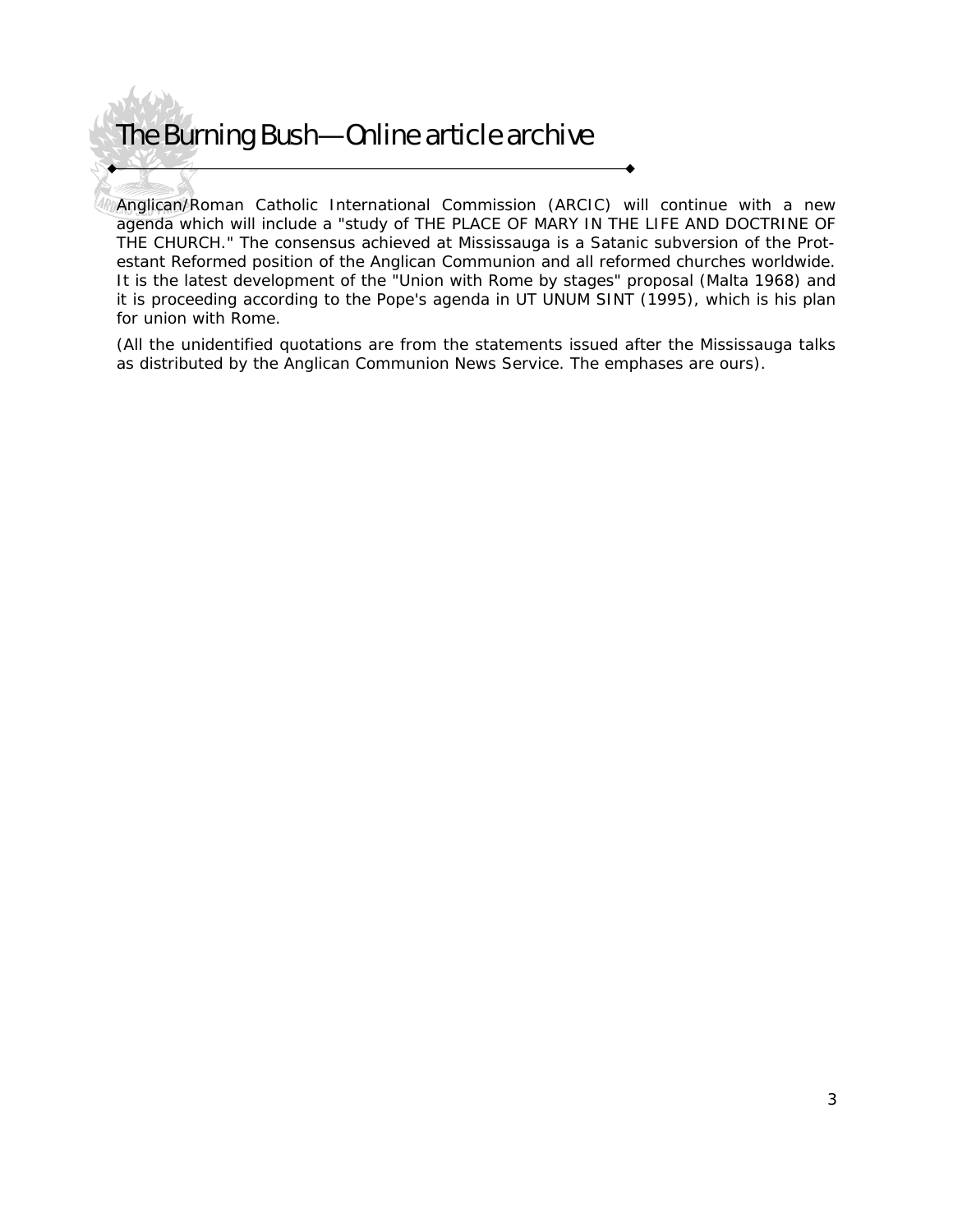Anglican/Roman Catholic International Commission (ARCIC) will continue with a new agenda which will include a "study of THE PLACE OF MARY IN THE LIFE AND DOCTRINE OF THE CHURCH." The consensus achieved at Mississauga is a Satanic subversion of the Protestant Reformed position of the Anglican Communion and all reformed churches worldwide. It is the latest development of the "Union with Rome by stages" proposal (Malta 1968) and it is proceeding according to the Pope's agenda in UT UNUM SINT (1995), which is his plan for union with Rome.

(All the unidentified quotations are from the statements issued after the Mississauga talks as distributed by the Anglican Communion News Service. The emphases are ours).